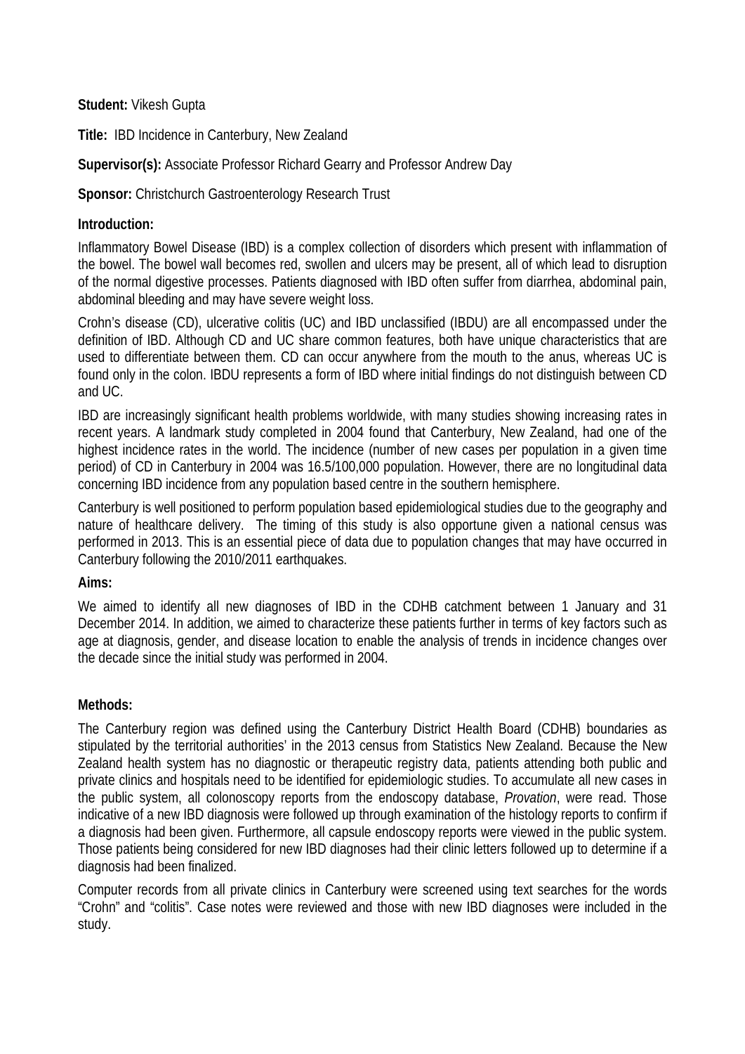**Student:** Vikesh Gupta

**Title:** IBD Incidence in Canterbury, New Zealand

**Supervisor(s):** Associate Professor Richard Gearry and Professor Andrew Day

**Sponsor:** Christchurch Gastroenterology Research Trust

**Introduction:**

Inflammatory Bowel Disease (IBD) is a complex collection of disorders which present with inflammation of the bowel. The bowel wall becomes red, swollen and ulcers may be present, all of which lead to disruption of the normal digestive processes. Patients diagnosed with IBD often suffer from diarrhea, abdominal pain, abdominal bleeding and may have severe weight loss.

Crohn's disease (CD), ulcerative colitis (UC) and IBD unclassified (IBDU) are all encompassed under the definition of IBD. Although CD and UC share common features, both have unique characteristics that are used to differentiate between them. CD can occur anywhere from the mouth to the anus, whereas UC is found only in the colon. IBDU represents a form of IBD where initial findings do not distinguish between CD and UC.

IBD are increasingly significant health problems worldwide, with many studies showing increasing rates in recent years. A landmark study completed in 2004 found that Canterbury, New Zealand, had one of the highest incidence rates in the world. The incidence (number of new cases per population in a given time period) of CD in Canterbury in 2004 was 16.5/100,000 population. However, there are no longitudinal data concerning IBD incidence from any population based centre in the southern hemisphere.

Canterbury is well positioned to perform population based epidemiological studies due to the geography and nature of healthcare delivery. The timing of this study is also opportune given a national census was performed in 2013. This is an essential piece of data due to population changes that may have occurred in Canterbury following the 2010/2011 earthquakes.

**Aims:**

We aimed to identify all new diagnoses of IBD in the CDHB catchment between 1 January and 31 December 2014. In addition, we aimed to characterize these patients further in terms of key factors such as age at diagnosis, gender, and disease location to enable the analysis of trends in incidence changes over the decade since the initial study was performed in 2004.

**Methods:**

The Canterbury region was defined using the Canterbury District Health Board (CDHB) boundaries as stipulated by the territorial authorities' in the 2013 census from Statistics New Zealand. Because the New Zealand health system has no diagnostic or therapeutic registry data, patients attending both public and private clinics and hospitals need to be identified for epidemiologic studies. To accumulate all new cases in the public system, all colonoscopy reports from the endoscopy database, *Provation*, were read. Those indicative of a new IBD diagnosis were followed up through examination of the histology reports to confirm if a diagnosis had been given. Furthermore, all capsule endoscopy reports were viewed in the public system. Those patients being considered for new IBD diagnoses had their clinic letters followed up to determine if a diagnosis had been finalized.

Computer records from all private clinics in Canterbury were screened using text searches for the words "Crohn" and "colitis". Case notes were reviewed and those with new IBD diagnoses were included in the study.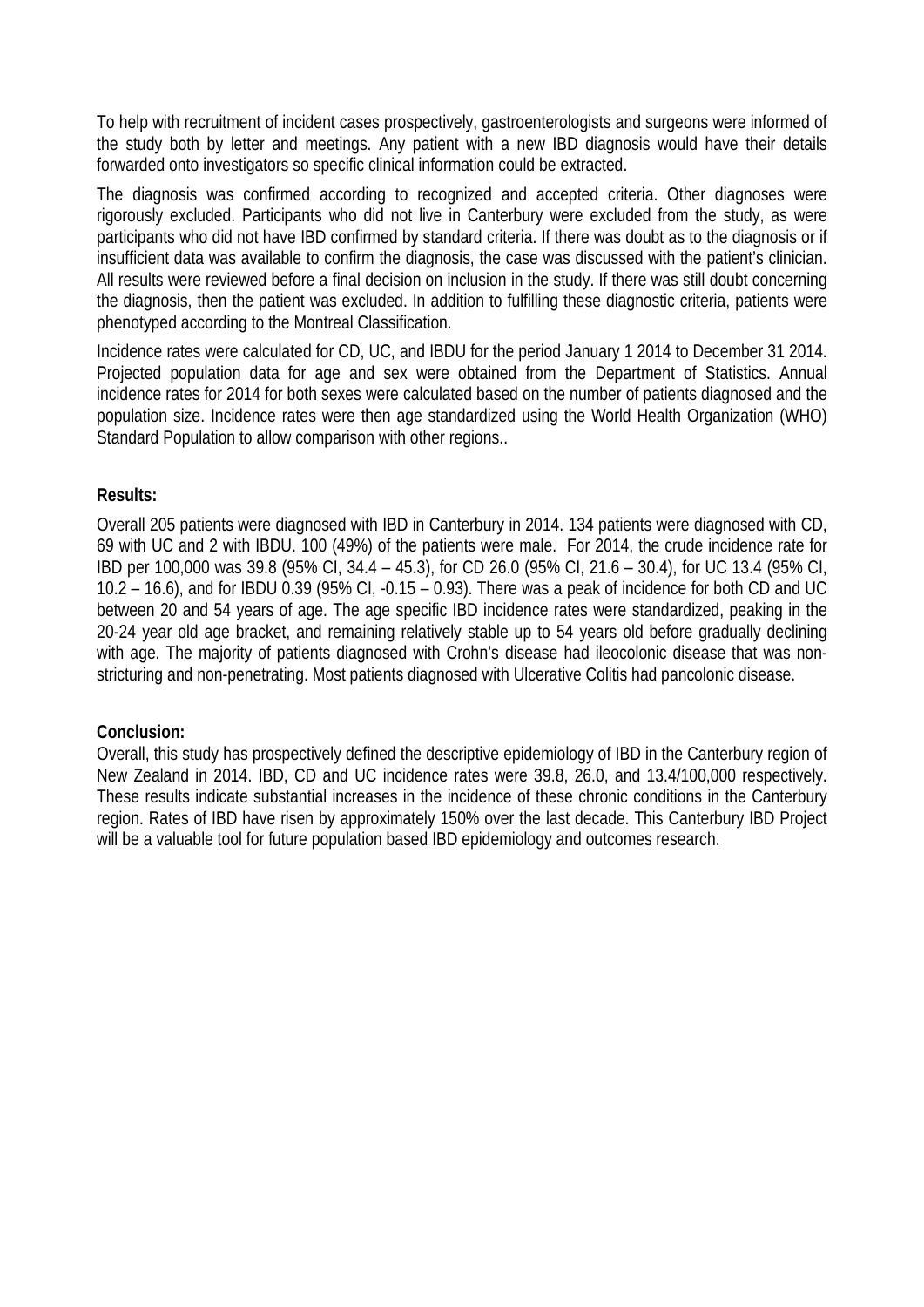To help with recruitment of incident cases prospectively, gastroenterologists and surgeons were informed of the study both by letter and meetings. Any patient with a new IBD diagnosis would have their details forwarded onto investigators so specific clinical information could be extracted.

The diagnosis was confirmed according to recognized and accepted criteria. Other diagnoses were rigorously excluded. Participants who did not live in Canterbury were excluded from the study, as were participants who did not have IBD confirmed by standard criteria. If there was doubt as to the diagnosis or if insufficient data was available to confirm the diagnosis, the case was discussed with the patient's clinician. All results were reviewed before a final decision on inclusion in the study. If there was still doubt concerning the diagnosis, then the patient was excluded. In addition to fulfilling these diagnostic criteria, patients were phenotyped according to the Montreal Classification.

Incidence rates were calculated for CD, UC, and IBDU for the period January 1 2014 to December 31 2014. Projected population data for age and sex were obtained from the Department of Statistics. Annual incidence rates for 2014 for both sexes were calculated based on the number of patients diagnosed and the population size. Incidence rates were then age standardized using the World Health Organization (WHO) Standard Population to allow comparison with other regions..

**Results:**

Overall 205 patients were diagnosed with IBD in Canterbury in 2014. 134 patients were diagnosed with CD, 69 with UC and 2 with IBDU. 100 (49%) of the patients were male. For 2014, the crude incidence rate for IBD per 100,000 was 39.8 (95% CI, 34.4 – 45.3), for CD 26.0 (95% CI, 21.6 – 30.4), for UC 13.4 (95% CI, 10.2 – 16.6), and for IBDU 0.39 (95% CI, -0.15 – 0.93). There was a peak of incidence for both CD and UC between 20 and 54 years of age. The age specific IBD incidence rates were standardized, peaking in the 20-24 year old age bracket, and remaining relatively stable up to 54 years old before gradually declining with age. The majority of patients diagnosed with Crohn's disease had ileocolonic disease that was non-stricturing and non-penetrating. Most patients diagnosed with Ulcerative Colitis had pancolonic disease.

**Conclusion:**

Overall, this study has prospectively defined the descriptive epidemiology of IBD in the Canterbury region of New Zealand in 2014. IBD, CD and UC incidence rates were 39.8, 26.0, and 13.4/100,000 respectively. These results indicate substantial increases in the incidence of these chronic conditions in the Canterbury region. Rates of IBD have risen by approximately 150% over the last decade. This Canterbury IBD Project will be a valuable tool for future population based IBD epidemiology and outcomes research.